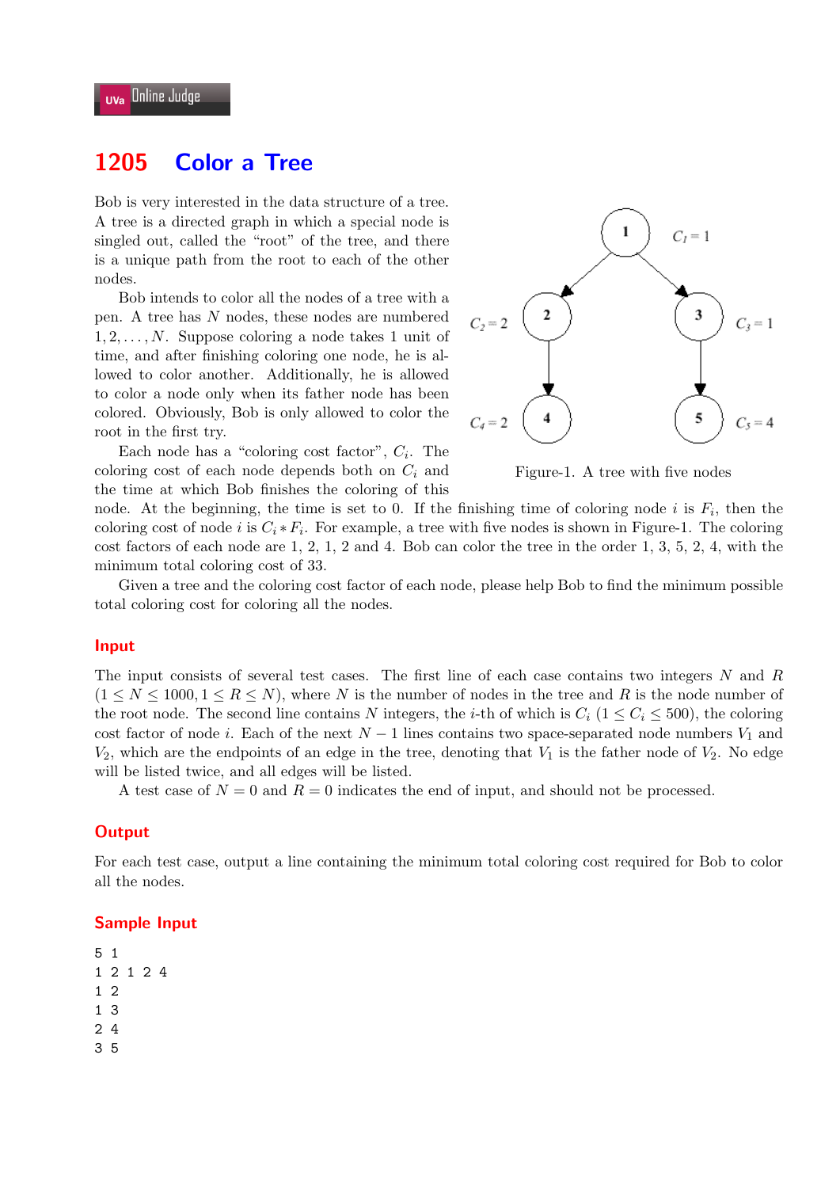# 1205 Color a Tree

Bob is very interested in the data structure of a tree. A tree is a directed graph in which a special node is singled out, called the "root" of the tree, and there is a unique path from the root to each of the other nodes.

Bob intends to color all the nodes of a tree with a pen. A tree has $N$ nodes, these nodes are numbered $1, 2, \ldots, N$. Suppose coloring a node takes 1 unit of time, and after finishing coloring one node, he is allowed to color another. Additionally, he is allowed to color a node only when its father node has been colored. Obviously, Bob is only allowed to color the root in the first try.

Each node has a "coloring cost factor", $C_i$. The coloring cost of each node depends both on $C_i$ and the time at which Bob finishes the coloring of this node. At the beginning, the time is set to 0. If the finishing time of coloring node $i$ is $F_i$, then the coloring cost of node $i$ is $C_i * F_i$. For example, a tree with five nodes is shown in Figure-1. The coloring cost factors of each node are 1, 2, 1, 2 and 4. Bob can color the tree in the order 1, 3, 5, 2, 4, with the minimum total coloring cost of 33.

Figure-1. A tree with five nodes

Given a tree and the coloring cost factor of each node, please help Bob to find the minimum possible total coloring cost for coloring all the nodes.

## Input

The input consists of several test cases. The first line of each case contains two integers $N$ and $R$ ($1 \leq N \leq 1000, 1 \leq R \leq N$), where $N$ is the number of nodes in the tree and $R$ is the node number of the root node. The second line contains $N$ integers, the $i$-th of which is $C_i$ ($1 \leq C_i \leq 500$), the coloring cost factor of node $i$. Each of the next $N - 1$ lines contains two space-separated node numbers $V_1$ and $V_2$, which are the endpoints of an edge in the tree, denoting that $V_1$ is the father node of $V_2$. No edge will be listed twice, and all edges will be listed.

A test case of $N = 0$ and $R = 0$ indicates the end of input, and should not be processed.

## Output

For each test case, output a line containing the minimum total coloring cost required for Bob to color all the nodes.

## Sample Input

```
5 1
1 2 1 2 4
1 2
1 3
2 4
3 5
```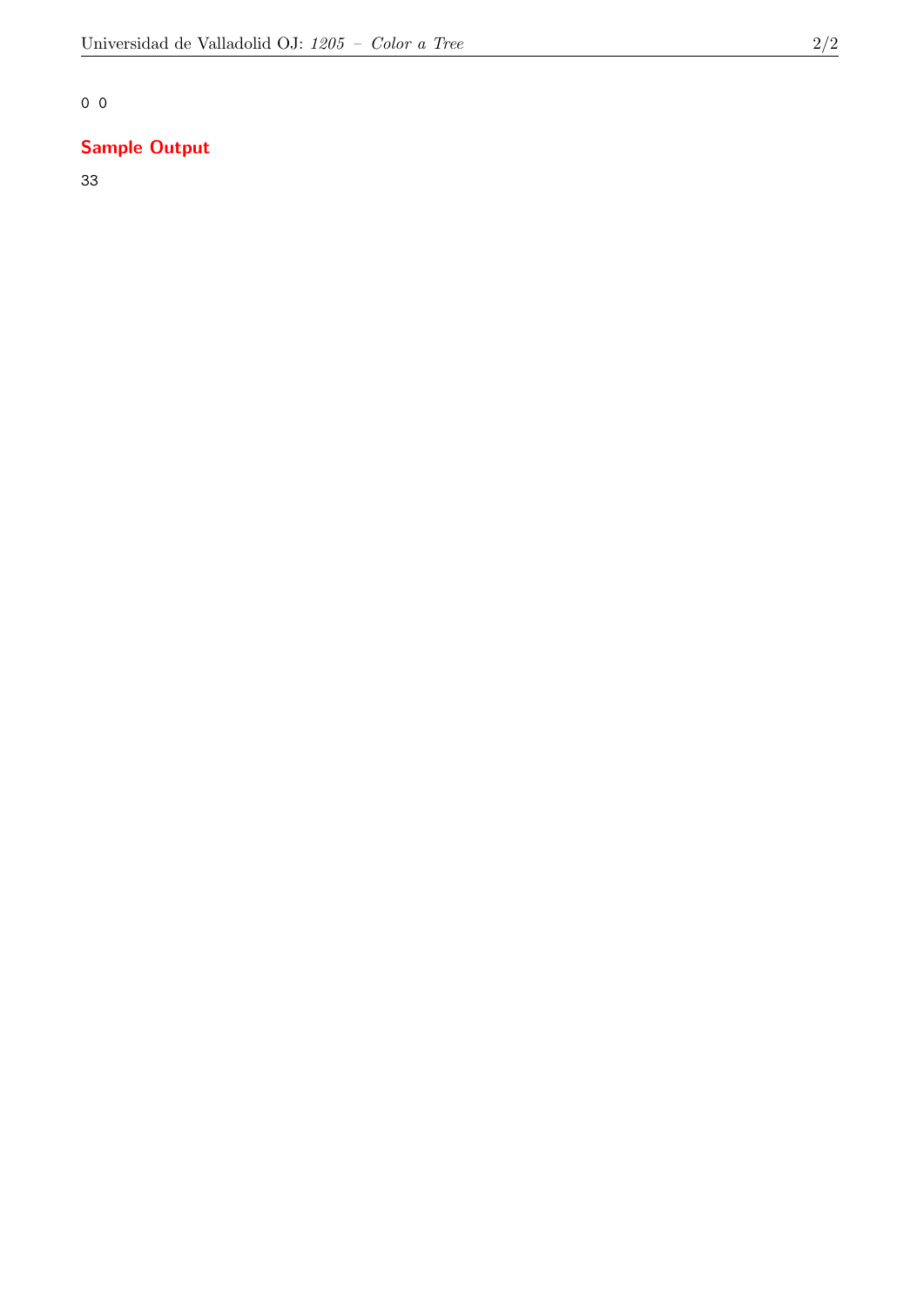```
0 0
```

## Sample Output

```
33
```